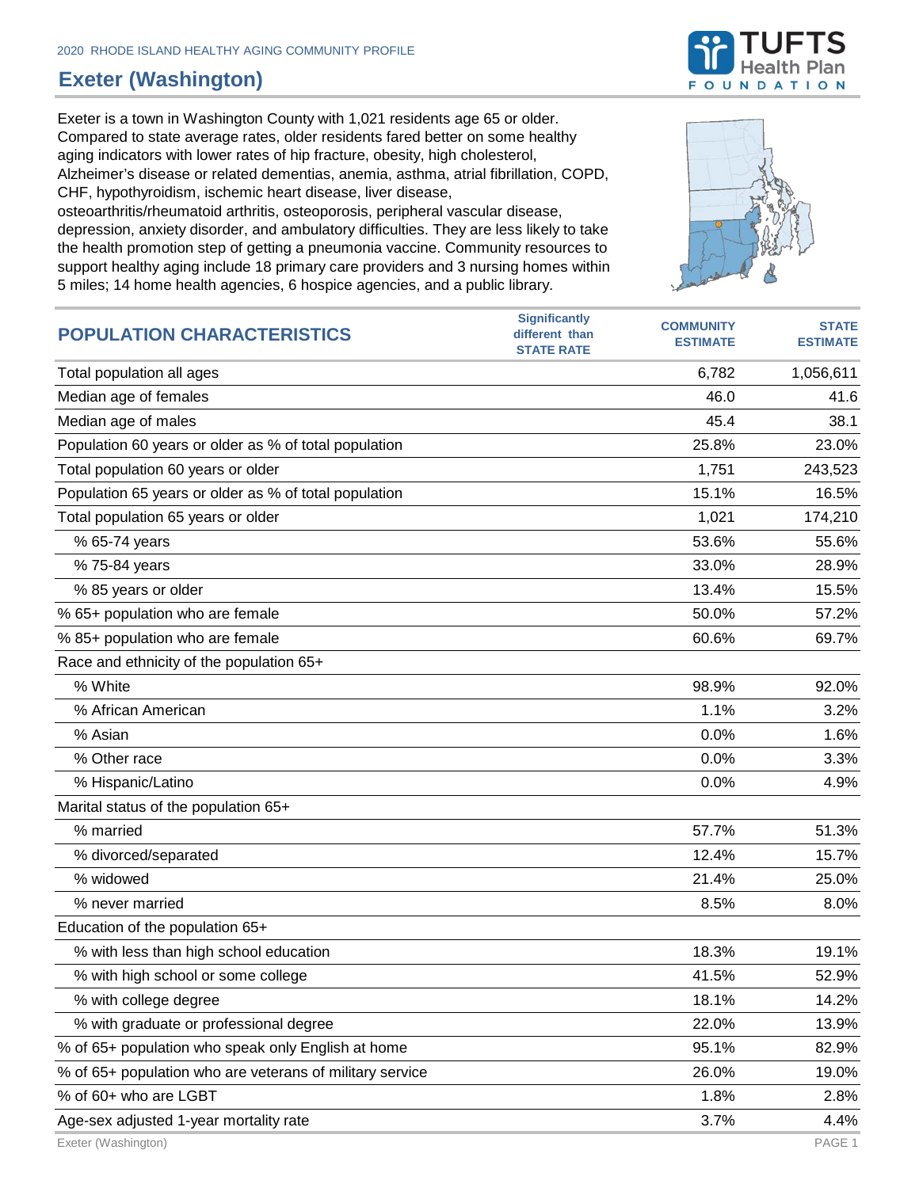2020 RHODE ISLAND HEALTHY AGING COMMUNITY PROFILE

# Exeter (Washington)

Exeter is a town in Washington County with 1,021 residents age 65 or older. Compared to state average rates, older residents fared better on some healthy aging indicators with lower rates of hip fracture, obesity, high cholesterol, Alzheimer's disease or related dementias, anemia, asthma, atrial fibrillation, COPD, CHF, hypothyroidism, ischemic heart disease, liver disease, osteoarthritis/rheumatoid arthritis, osteoporosis, peripheral vascular disease, depression, anxiety disorder, and ambulatory difficulties. They are less likely to take the health promotion step of getting a pneumonia vaccine. Community resources to support healthy aging include 18 primary care providers and 3 nursing homes within 5 miles; 14 home health agencies, 6 hospice agencies, and a public library.

| POPULATION CHARACTERISTICS | Significantly different than STATE RATE | COMMUNITY ESTIMATE | STATE ESTIMATE |
|---|---|---|---|
| Total population all ages | | 6,782 | 1,056,611 |
| Median age of females | | 46.0 | 41.6 |
| Median age of males | | 45.4 | 38.1 |
| Population 60 years or older as % of total population | | 25.8% | 23.0% |
| Total population 60 years or older | | 1,751 | 243,523 |
| Population 65 years or older as % of total population | | 15.1% | 16.5% |
| Total population 65 years or older | | 1,021 | 174,210 |
| % 65-74 years | | 53.6% | 55.6% |
| % 75-84 years | | 33.0% | 28.9% |
| % 85 years or older | | 13.4% | 15.5% |
| % 65+ population who are female | | 50.0% | 57.2% |
| % 85+ population who are female | | 60.6% | 69.7% |
| Race and ethnicity of the population 65+ | | | |
| % White | | 98.9% | 92.0% |
| % African American | | 1.1% | 3.2% |
| % Asian | | 0.0% | 1.6% |
| % Other race | | 0.0% | 3.3% |
| % Hispanic/Latino | | 0.0% | 4.9% |
| Marital status of the population 65+ | | | |
| % married | | 57.7% | 51.3% |
| % divorced/separated | | 12.4% | 15.7% |
| % widowed | | 21.4% | 25.0% |
| % never married | | 8.5% | 8.0% |
| Education of the population 65+ | | | |
| % with less than high school education | | 18.3% | 19.1% |
| % with high school or some college | | 41.5% | 52.9% |
| % with college degree | | 18.1% | 14.2% |
| % with graduate or professional degree | | 22.0% | 13.9% |
| % of 65+ population who speak only English at home | | 95.1% | 82.9% |
| % of 65+ population who are veterans of military service | | 26.0% | 19.0% |
| % of 60+ who are LGBT | | 1.8% | 2.8% |
| Age-sex adjusted 1-year mortality rate | | 3.7% | 4.4% |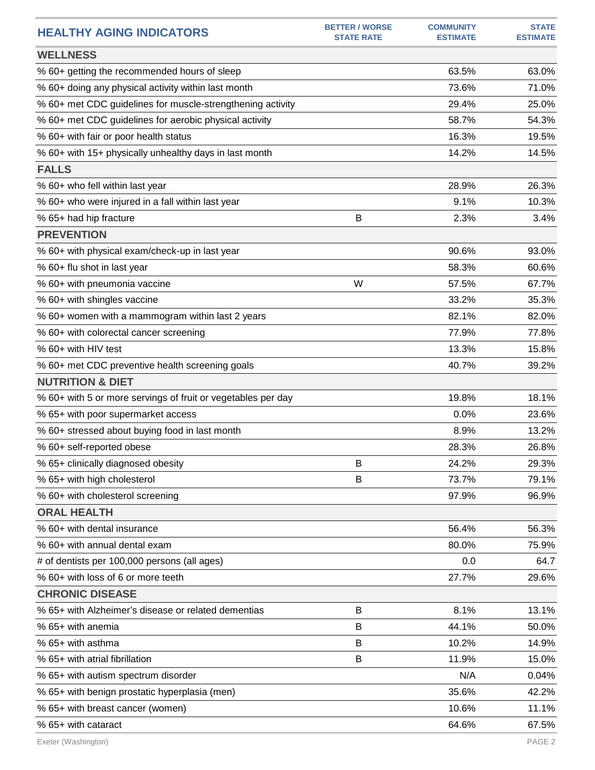| HEALTHY AGING INDICATORS | BETTER / WORSE STATE RATE | COMMUNITY ESTIMATE | STATE ESTIMATE |
|---|---|---|---|
| **WELLNESS** | | | |
| % 60+ getting the recommended hours of sleep | | 63.5% | 63.0% |
| % 60+ doing any physical activity within last month | | 73.6% | 71.0% |
| % 60+ met CDC guidelines for muscle-strengthening activity | | 29.4% | 25.0% |
| % 60+ met CDC guidelines for aerobic physical activity | | 58.7% | 54.3% |
| % 60+ with fair or poor health status | | 16.3% | 19.5% |
| % 60+ with 15+ physically unhealthy days in last month | | 14.2% | 14.5% |
| **FALLS** | | | |
| % 60+ who fell within last year | | 28.9% | 26.3% |
| % 60+ who were injured in a fall within last year | | 9.1% | 10.3% |
| % 65+ had hip fracture | B | 2.3% | 3.4% |
| **PREVENTION** | | | |
| % 60+ with physical exam/check-up in last year | | 90.6% | 93.0% |
| % 60+ flu shot in last year | | 58.3% | 60.6% |
| % 60+ with pneumonia vaccine | W | 57.5% | 67.7% |
| % 60+ with shingles vaccine | | 33.2% | 35.3% |
| % 60+ women with a mammogram within last 2 years | | 82.1% | 82.0% |
| % 60+ with colorectal cancer screening | | 77.9% | 77.8% |
| % 60+ with HIV test | | 13.3% | 15.8% |
| % 60+ met CDC preventive health screening goals | | 40.7% | 39.2% |
| **NUTRITION & DIET** | | | |
| % 60+ with 5 or more servings of fruit or vegetables per day | | 19.8% | 18.1% |
| % 65+ with poor supermarket access | | 0.0% | 23.6% |
| % 60+ stressed about buying food in last month | | 8.9% | 13.2% |
| % 60+ self-reported obese | | 28.3% | 26.8% |
| % 65+ clinically diagnosed obesity | B | 24.2% | 29.3% |
| % 65+ with high cholesterol | B | 73.7% | 79.1% |
| % 60+ with cholesterol screening | | 97.9% | 96.9% |
| **ORAL HEALTH** | | | |
| % 60+ with dental insurance | | 56.4% | 56.3% |
| % 60+ with annual dental exam | | 80.0% | 75.9% |
| # of dentists per 100,000 persons (all ages) | | 0.0 | 64.7 |
| % 60+ with loss of 6 or more teeth | | 27.7% | 29.6% |
| **CHRONIC DISEASE** | | | |
| % 65+ with Alzheimer's disease or related dementias | B | 8.1% | 13.1% |
| % 65+ with anemia | B | 44.1% | 50.0% |
| % 65+ with asthma | B | 10.2% | 14.9% |
| % 65+ with atrial fibrillation | B | 11.9% | 15.0% |
| % 65+ with autism spectrum disorder | | N/A | 0.04% |
| % 65+ with benign prostatic hyperplasia (men) | | 35.6% | 42.2% |
| % 65+ with breast cancer (women) | | 10.6% | 11.1% |
| % 65+ with cataract | | 64.6% | 67.5% |

Exeter (Washington)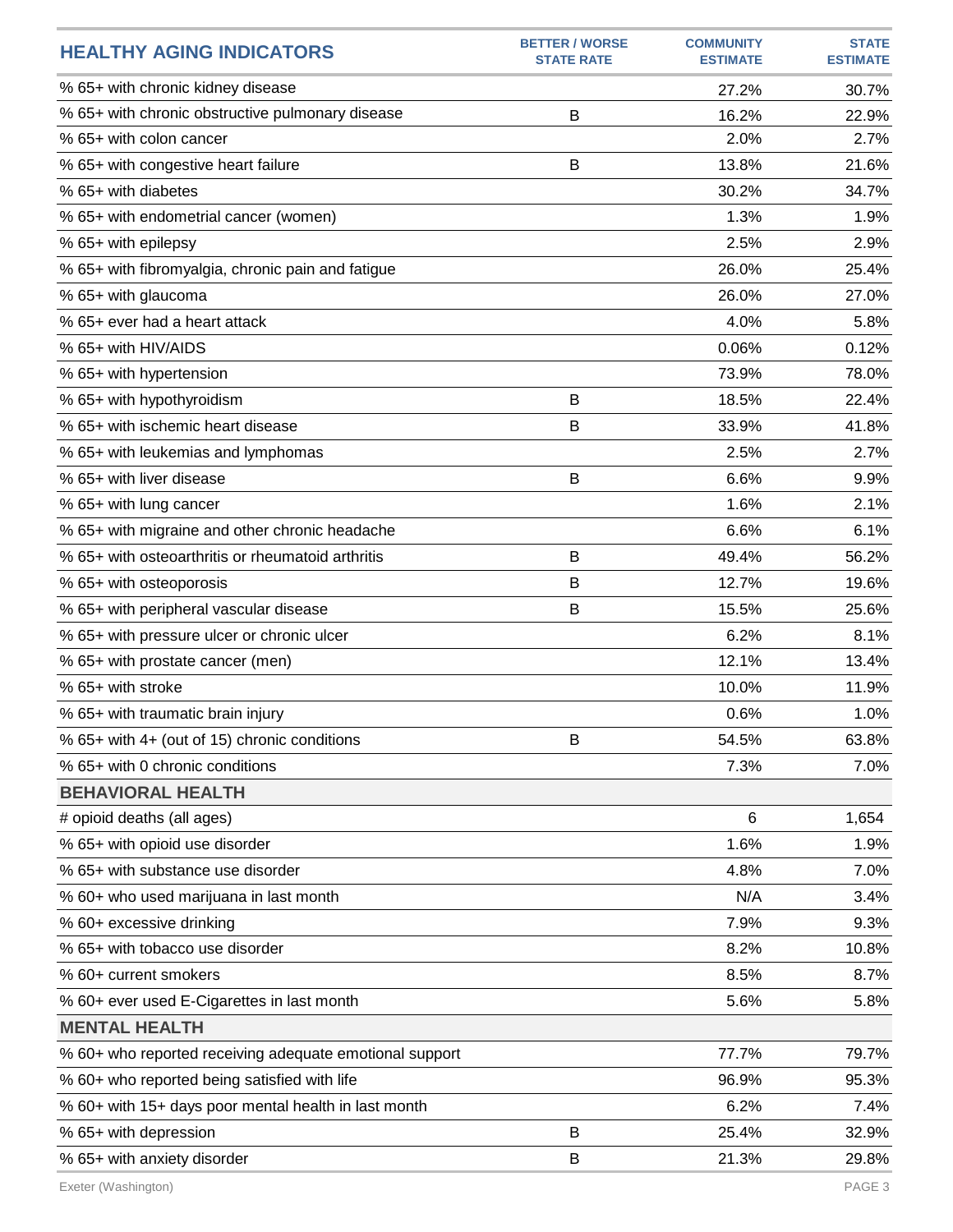| HEALTHY AGING INDICATORS | BETTER / WORSE STATE RATE | COMMUNITY ESTIMATE | STATE ESTIMATE |
|---|---|---|---|
| % 65+ with chronic kidney disease | | 27.2% | 30.7% |
| % 65+ with chronic obstructive pulmonary disease | B | 16.2% | 22.9% |
| % 65+ with colon cancer | | 2.0% | 2.7% |
| % 65+ with congestive heart failure | B | 13.8% | 21.6% |
| % 65+ with diabetes | | 30.2% | 34.7% |
| % 65+ with endometrial cancer (women) | | 1.3% | 1.9% |
| % 65+ with epilepsy | | 2.5% | 2.9% |
| % 65+ with fibromyalgia, chronic pain and fatigue | | 26.0% | 25.4% |
| % 65+ with glaucoma | | 26.0% | 27.0% |
| % 65+ ever had a heart attack | | 4.0% | 5.8% |
| % 65+ with HIV/AIDS | | 0.06% | 0.12% |
| % 65+ with hypertension | | 73.9% | 78.0% |
| % 65+ with hypothyroidism | B | 18.5% | 22.4% |
| % 65+ with ischemic heart disease | B | 33.9% | 41.8% |
| % 65+ with leukemias and lymphomas | | 2.5% | 2.7% |
| % 65+ with liver disease | B | 6.6% | 9.9% |
| % 65+ with lung cancer | | 1.6% | 2.1% |
| % 65+ with migraine and other chronic headache | | 6.6% | 6.1% |
| % 65+ with osteoarthritis or rheumatoid arthritis | B | 49.4% | 56.2% |
| % 65+ with osteoporosis | B | 12.7% | 19.6% |
| % 65+ with peripheral vascular disease | B | 15.5% | 25.6% |
| % 65+ with pressure ulcer or chronic ulcer | | 6.2% | 8.1% |
| % 65+ with prostate cancer (men) | | 12.1% | 13.4% |
| % 65+ with stroke | | 10.0% | 11.9% |
| % 65+ with traumatic brain injury | | 0.6% | 1.0% |
| % 65+ with 4+ (out of 15) chronic conditions | B | 54.5% | 63.8% |
| % 65+ with 0 chronic conditions | | 7.3% | 7.0% |
| **BEHAVIORAL HEALTH** | | | |
| # opioid deaths (all ages) | | 6 | 1,654 |
| % 65+ with opioid use disorder | | 1.6% | 1.9% |
| % 65+ with substance use disorder | | 4.8% | 7.0% |
| % 60+ who used marijuana in last month | | N/A | 3.4% |
| % 60+ excessive drinking | | 7.9% | 9.3% |
| % 65+ with tobacco use disorder | | 8.2% | 10.8% |
| % 60+ current smokers | | 8.5% | 8.7% |
| % 60+ ever used E-Cigarettes in last month | | 5.6% | 5.8% |
| **MENTAL HEALTH** | | | |
| % 60+ who reported receiving adequate emotional support | | 77.7% | 79.7% |
| % 60+ who reported being satisfied with life | | 96.9% | 95.3% |
| % 60+ with 15+ days poor mental health in last month | | 6.2% | 7.4% |
| % 65+ with depression | B | 25.4% | 32.9% |
| % 65+ with anxiety disorder | B | 21.3% | 29.8% |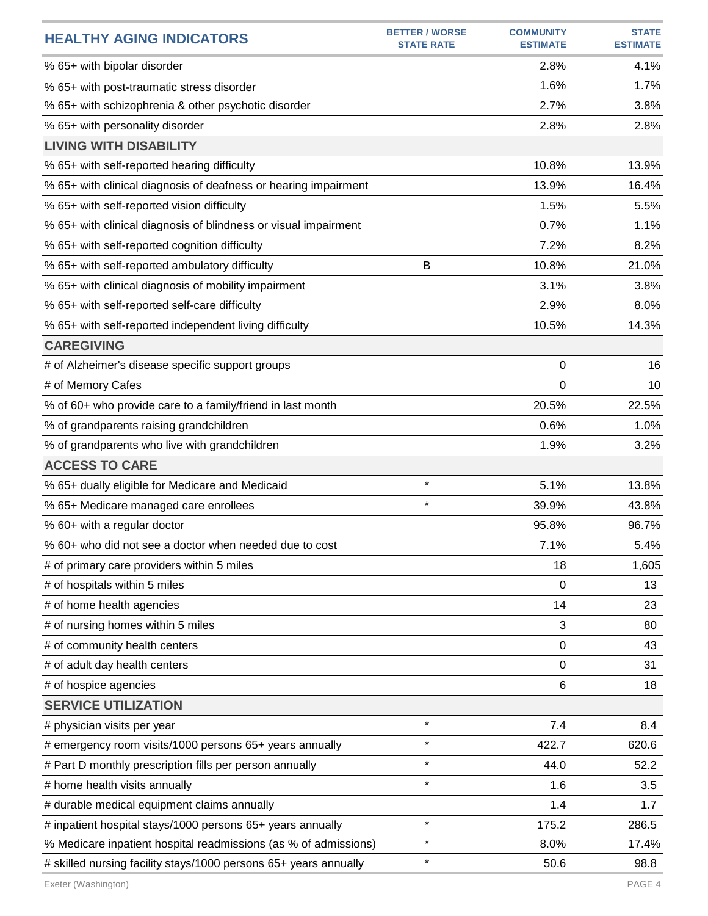| HEALTHY AGING INDICATORS | BETTER / WORSE STATE RATE | COMMUNITY ESTIMATE | STATE ESTIMATE |
|---|---|---|---|
| % 65+ with bipolar disorder | | 2.8% | 4.1% |
| % 65+ with post-traumatic stress disorder | | 1.6% | 1.7% |
| % 65+ with schizophrenia & other psychotic disorder | | 2.7% | 3.8% |
| % 65+ with personality disorder | | 2.8% | 2.8% |
| **LIVING WITH DISABILITY** | | | |
| % 65+ with self-reported hearing difficulty | | 10.8% | 13.9% |
| % 65+ with clinical diagnosis of deafness or hearing impairment | | 13.9% | 16.4% |
| % 65+ with self-reported vision difficulty | | 1.5% | 5.5% |
| % 65+ with clinical diagnosis of blindness or visual impairment | | 0.7% | 1.1% |
| % 65+ with self-reported cognition difficulty | | 7.2% | 8.2% |
| % 65+ with self-reported ambulatory difficulty | B | 10.8% | 21.0% |
| % 65+ with clinical diagnosis of mobility impairment | | 3.1% | 3.8% |
| % 65+ with self-reported self-care difficulty | | 2.9% | 8.0% |
| % 65+ with self-reported independent living difficulty | | 10.5% | 14.3% |
| **CAREGIVING** | | | |
| # of Alzheimer's disease specific support groups | | 0 | 16 |
| # of Memory Cafes | | 0 | 10 |
| % of 60+ who provide care to a family/friend in last month | | 20.5% | 22.5% |
| % of grandparents raising grandchildren | | 0.6% | 1.0% |
| % of grandparents who live with grandchildren | | 1.9% | 3.2% |
| **ACCESS TO CARE** | | | |
| % 65+ dually eligible for Medicare and Medicaid | * | 5.1% | 13.8% |
| % 65+ Medicare managed care enrollees | * | 39.9% | 43.8% |
| % 60+ with a regular doctor | | 95.8% | 96.7% |
| % 60+ who did not see a doctor when needed due to cost | | 7.1% | 5.4% |
| # of primary care providers within 5 miles | | 18 | 1,605 |
| # of hospitals within 5 miles | | 0 | 13 |
| # of home health agencies | | 14 | 23 |
| # of nursing homes within 5 miles | | 3 | 80 |
| # of community health centers | | 0 | 43 |
| # of adult day health centers | | 0 | 31 |
| # of hospice agencies | | 6 | 18 |
| **SERVICE UTILIZATION** | | | |
| # physician visits per year | * | 7.4 | 8.4 |
| # emergency room visits/1000 persons 65+ years annually | * | 422.7 | 620.6 |
| # Part D monthly prescription fills per person annually | * | 44.0 | 52.2 |
| # home health visits annually | * | 1.6 | 3.5 |
| # durable medical equipment claims annually | | 1.4 | 1.7 |
| # inpatient hospital stays/1000 persons 65+ years annually | * | 175.2 | 286.5 |
| % Medicare inpatient hospital readmissions (as % of admissions) | * | 8.0% | 17.4% |
| # skilled nursing facility stays/1000 persons 65+ years annually | * | 50.6 | 98.8 |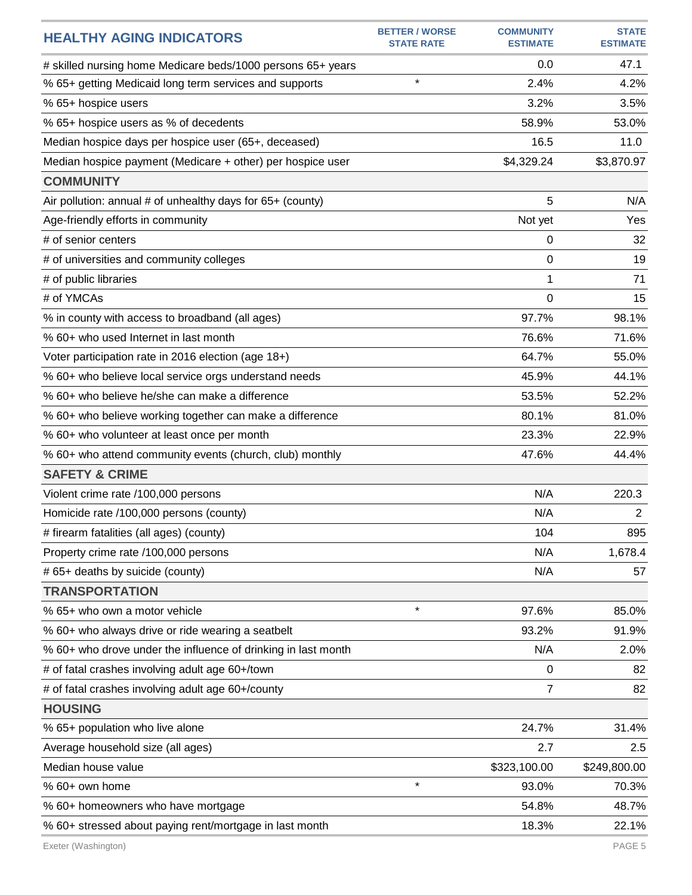| HEALTHY AGING INDICATORS | BETTER / WORSE STATE RATE | COMMUNITY ESTIMATE | STATE ESTIMATE |
|---|---|---|---|
| # skilled nursing home Medicare beds/1000 persons 65+ years | | 0.0 | 47.1 |
| % 65+ getting Medicaid long term services and supports | * | 2.4% | 4.2% |
| % 65+ hospice users | | 3.2% | 3.5% |
| % 65+ hospice users as % of decedents | | 58.9% | 53.0% |
| Median hospice days per hospice user (65+, deceased) | | 16.5 | 11.0 |
| Median hospice payment (Medicare + other) per hospice user | | $4,329.24 | $3,870.97 |
| **COMMUNITY** | | | |
| Air pollution: annual # of unhealthy days for 65+ (county) | | 5 | N/A |
| Age-friendly efforts in community | | Not yet | Yes |
| # of senior centers | | 0 | 32 |
| # of universities and community colleges | | 0 | 19 |
| # of public libraries | | 1 | 71 |
| # of YMCAs | | 0 | 15 |
| % in county with access to broadband (all ages) | | 97.7% | 98.1% |
| % 60+ who used Internet in last month | | 76.6% | 71.6% |
| Voter participation rate in 2016 election (age 18+) | | 64.7% | 55.0% |
| % 60+ who believe local service orgs understand needs | | 45.9% | 44.1% |
| % 60+ who believe he/she can make a difference | | 53.5% | 52.2% |
| % 60+ who believe working together can make a difference | | 80.1% | 81.0% |
| % 60+ who volunteer at least once per month | | 23.3% | 22.9% |
| % 60+ who attend community events (church, club) monthly | | 47.6% | 44.4% |
| **SAFETY & CRIME** | | | |
| Violent crime rate /100,000 persons | | N/A | 220.3 |
| Homicide rate /100,000 persons (county) | | N/A | 2 |
| # firearm fatalities (all ages) (county) | | 104 | 895 |
| Property crime rate /100,000 persons | | N/A | 1,678.4 |
| # 65+ deaths by suicide (county) | | N/A | 57 |
| **TRANSPORTATION** | | | |
| % 65+ who own a motor vehicle | * | 97.6% | 85.0% |
| % 60+ who always drive or ride wearing a seatbelt | | 93.2% | 91.9% |
| % 60+ who drove under the influence of drinking in last month | | N/A | 2.0% |
| # of fatal crashes involving adult age 60+/town | | 0 | 82 |
| # of fatal crashes involving adult age 60+/county | | 7 | 82 |
| **HOUSING** | | | |
| % 65+ population who live alone | | 24.7% | 31.4% |
| Average household size (all ages) | | 2.7 | 2.5 |
| Median house value | | $323,100.00 | $249,800.00 |
| % 60+ own home | * | 93.0% | 70.3% |
| % 60+ homeowners who have mortgage | | 54.8% | 48.7% |
| % 60+ stressed about paying rent/mortgage in last month | | 18.3% | 22.1% |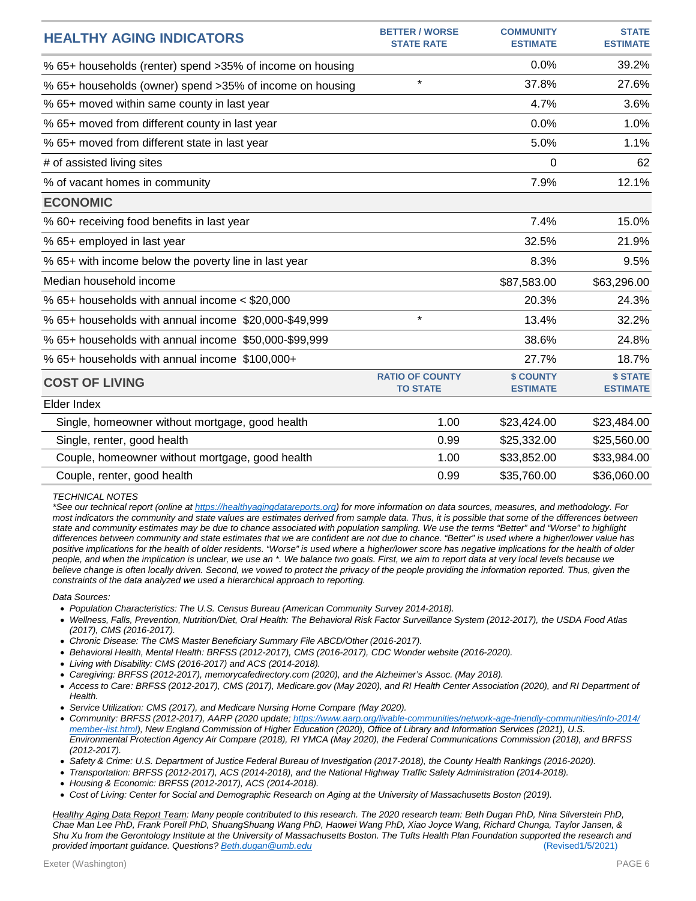| HEALTHY AGING INDICATORS | BETTER / WORSE STATE RATE | COMMUNITY ESTIMATE | STATE ESTIMATE |
|---|---|---|---|
| % 65+ households (renter) spend >35% of income on housing | | 0.0% | 39.2% |
| % 65+ households (owner) spend >35% of income on housing | * | 37.8% | 27.6% |
| % 65+ moved within same county in last year | | 4.7% | 3.6% |
| % 65+ moved from different county in last year | | 0.0% | 1.0% |
| % 65+ moved from different state in last year | | 5.0% | 1.1% |
| # of assisted living sites | | 0 | 62 |
| % of vacant homes in community | | 7.9% | 12.1% |
| **ECONOMIC** | | | |
| % 60+ receiving food benefits in last year | | 7.4% | 15.0% |
| % 65+ employed in last year | | 32.5% | 21.9% |
| % 65+ with income below the poverty line in last year | | 8.3% | 9.5% |
| Median household income | | $87,583.00 | $63,296.00 |
| % 65+ households with annual income < $20,000 | | 20.3% | 24.3% |
| % 65+ households with annual income $20,000-$49,999 | * | 13.4% | 32.2% |
| % 65+ households with annual income $50,000-$99,999 | | 38.6% | 24.8% |
| % 65+ households with annual income $100,000+ | | 27.7% | 18.7% |

| COST OF LIVING | RATIO OF COUNTY TO STATE | $ COUNTY ESTIMATE | $ STATE ESTIMATE |
|---|---|---|---|
| Elder Index | | | |
| Single, homeowner without mortgage, good health | 1.00 | $23,424.00 | $23,484.00 |
| Single, renter, good health | 0.99 | $25,332.00 | $25,560.00 |
| Couple, homeowner without mortgage, good health | 1.00 | $33,852.00 | $33,984.00 |
| Couple, renter, good health | 0.99 | $35,760.00 | $36,060.00 |

*TECHNICAL NOTES*

**See our technical report (online at [https://healthyagingdatareports.org](https://healthyagingdatareports.org)) for more information on data sources, measures, and methodology. For most indicators the community and state values are estimates derived from sample data. Thus, it is possible that some of the differences between state and community estimates may be due to chance associated with population sampling. We use the terms "Better" and "Worse" to highlight differences between community and state estimates that we are confident are not due to chance. "Better" is used where a higher/lower value has positive implications for the health of older residents. "Worse" is used where a higher/lower score has negative implications for the health of older people, and when the implication is unclear, we use an *. We balance two goals. First, we aim to report data at very local levels because we believe change is often locally driven. Second, we vowed to protect the privacy of the people providing the information reported. Thus, given the constraints of the data analyzed we used a hierarchical approach to reporting.*

*Data Sources:*

- *Population Characteristics: The U.S. Census Bureau (American Community Survey 2014-2018).*
- *Wellness, Falls, Prevention, Nutrition/Diet, Oral Health: The Behavioral Risk Factor Surveillance System (2012-2017), the USDA Food Atlas (2017), CMS (2016-2017).*
- *Chronic Disease: The CMS Master Beneficiary Summary File ABCD/Other (2016-2017).*
- *Behavioral Health, Mental Health: BRFSS (2012-2017), CMS (2016-2017), CDC Wonder website (2016-2020).*
- *Living with Disability: CMS (2016-2017) and ACS (2014-2018).*
- *Caregiving: BRFSS (2012-2017), memorycafedirectory.com (2020), and the Alzheimer's Assoc. (May 2018).*
- *Access to Care: BRFSS (2012-2017), CMS (2017), Medicare.gov (May 2020), and RI Health Center Association (2020), and RI Department of Health.*
- *Service Utilization: CMS (2017), and Medicare Nursing Home Compare (May 2020).*
- *Community: BRFSS (2012-2017), AARP (2020 update; [https://www.aarp.org/livable-communities/network-age-friendly-communities/info-2014/member-list.html](https://www.aarp.org/livable-communities/network-age-friendly-communities/info-2014/member-list.html)), New England Commission of Higher Education (2020), Office of Library and Information Services (2021), U.S. Environmental Protection Agency Air Compare (2018), RI YMCA (May 2020), the Federal Communications Commission (2018), and BRFSS (2012-2017).*
- *Safety & Crime: U.S. Department of Justice Federal Bureau of Investigation (2017-2018), the County Health Rankings (2016-2020).*
- *Transportation: BRFSS (2012-2017), ACS (2014-2018), and the National Highway Traffic Safety Administration (2014-2018).*
- *Housing & Economic: BRFSS (2012-2017), ACS (2014-2018).*
- *Cost of Living: Center for Social and Demographic Research on Aging at the University of Massachusetts Boston (2019).*

*Healthy Aging Data Report Team: Many people contributed to this research. The 2020 research team: Beth Dugan PhD, Nina Silverstein PhD, Chae Man Lee PhD, Frank Porell PhD, ShuangShuang Wang PhD, Haowei Wang PhD, Xiao Joyce Wang, Richard Chunga, Taylor Jansen, & Shu Xu from the Gerontology Institute at the University of Massachusetts Boston. The Tufts Health Plan Foundation supported the research and provided important guidance. Questions? [Beth.dugan@umb.edu](mailto:Beth.dugan@umb.edu)* (Revised1/5/2021)